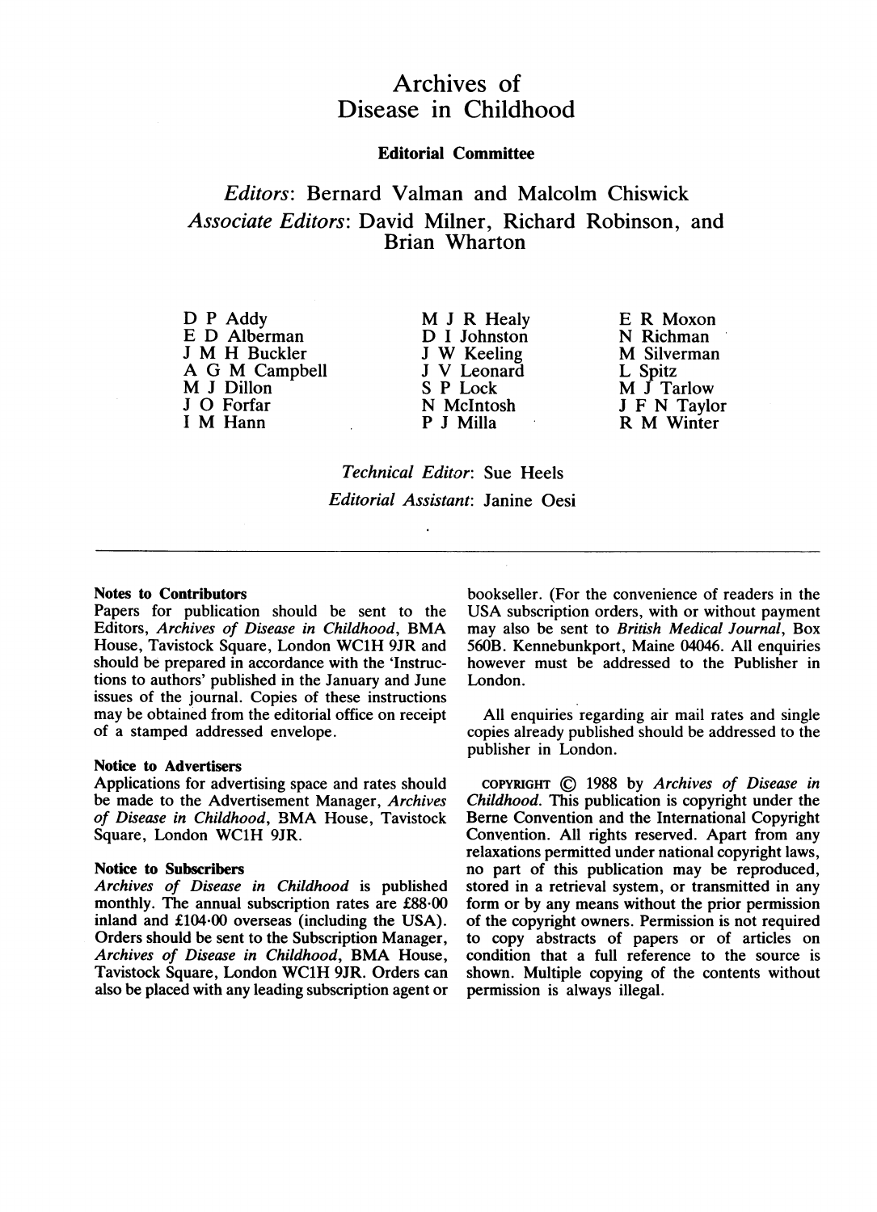# Archives of Disease in Childhood

## Editorial Committee

*Editors*: Bernard Valman and Malcolm Chiswick

*Associate Editors*: David Milner, Richard Robinson, and Brian Wharton

D P Addy
E D Alberman
J M H Buckler
A G M Campbell
M J Dillon
J O Forfar
I M Hann
M J R Healy
D I Johnston
J W Keeling
J V Leonard
S P Lock
N McIntosh
P J Milla
E R Moxon
N Richman
M Silverman
L Spitz
M J Tarlow
J F N Taylor
R M Winter

*Technical Editor*: Sue Heels

*Editorial Assistant*: Janine Oesi

---

**Notes to Contributors**

Papers for publication should be sent to the Editors, *Archives of Disease in Childhood*, BMA House, Tavistock Square, London WC1H 9JR and should be prepared in accordance with the 'Instructions to authors' published in the January and June issues of the journal. Copies of these instructions may be obtained from the editorial office on receipt of a stamped addressed envelope.

**Notice to Advertisers**

Applications for advertising space and rates should be made to the Advertisement Manager, *Archives of Disease in Childhood*, BMA House, Tavistock Square, London WC1H 9JR.

**Notice to Subscribers**

*Archives of Disease in Childhood* is published monthly. The annual subscription rates are £88·00 inland and £104·00 overseas (including the USA). Orders should be sent to the Subscription Manager, *Archives of Disease in Childhood*, BMA House, Tavistock Square, London WC1H 9JR. Orders can also be placed with any leading subscription agent or bookseller. (For the convenience of readers in the USA subscription orders, with or without payment may also be sent to *British Medical Journal*, Box 560B. Kennebunkport, Maine 04046. All enquiries however must be addressed to the Publisher in London.

All enquiries regarding air mail rates and single copies already published should be addressed to the publisher in London.

COPYRIGHT © 1988 by *Archives of Disease in Childhood*. This publication is copyright under the Berne Convention and the International Copyright Convention. All rights reserved. Apart from any relaxations permitted under national copyright laws, no part of this publication may be reproduced, stored in a retrieval system, or transmitted in any form or by any means without the prior permission of the copyright owners. Permission is not required to copy abstracts of papers or of articles on condition that a full reference to the source is shown. Multiple copying of the contents without permission is always illegal.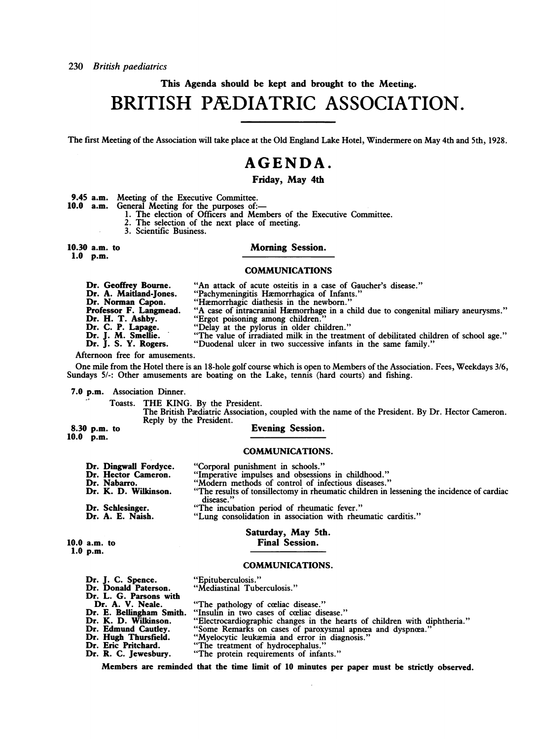This Agenda should be kept and brought to the Meeting.

# BRITISH PÆDIATRIC ASSOCIATION.

The first Meeting of the Association will take place at the Old England Lake Hotel, Windermere on May 4th and 5th, 1928.

## AGENDA.

### Friday, May 4th

**9.45 a.m.** Meeting of the Executive Committee.
**10.0 a.m.** General Meeting for the purposes of:—

1. The election of Officers and Members of the Executive Committee.
2. The selection of the next place of meeting.
3. Scientific Business.

**10.30 a.m. to 1.0 p.m.** **Morning Session.**

**COMMUNICATIONS**

| | |
|---|---|
| **Dr. Geoffrey Bourne.** | "An attack of acute osteitis in a case of Gaucher's disease." |
| **Dr. A. Maitland-Jones.** | "Pachymeningitis Hæmorrhagica of Infants." |
| **Dr. Norman Capon.** | "Hæmorrhagic diathesis in the newborn." |
| **Professor F. Langmead.** | "A case of intracranial Hæmorrhage in a child due to congenital miliary aneurysms." |
| **Dr. H. T. Ashby.** | "Ergot poisoning among children." |
| **Dr. C. P. Lapage.** | "Delay at the pylorus in older children." |
| **Dr. J. M. Smellie.** | "The value of irradiated milk in the treatment of debilitated children of school age." |
| **Dr. J. S. Y. Rogers.** | "Duodenal ulcer in two successive infants in the same family." |

Afternoon free for amusements.

One mile from the Hotel there is an 18-hole golf course which is open to Members of the Association. Fees, Weekdays 3/6, Sundays 5/-: Other amusements are boating on the Lake, tennis (hard courts) and fishing.

**7.0 p.m.** Association Dinner.

Toasts. THE KING. By the President.
The British Pædiatric Association, coupled with the name of the President. By Dr. Hector Cameron.
Reply by the President.

**8.30 p.m. to 10.0 p.m.** **Evening Session.**

**COMMUNICATIONS.**

| | |
|---|---|
| **Dr. Dingwall Fordyce.** | "Corporal punishment in schools." |
| **Dr. Hector Cameron.** | "Imperative impulses and obsessions in childhood." |
| **Dr. Nabarro.** | "Modern methods of control of infectious diseases." |
| **Dr. K. D. Wilkinson.** | "The results of tonsillectomy in rheumatic children in lessening the incidence of cardiac disease." |
| **Dr. Schlesinger.** | "The incubation period of rheumatic fever." |
| **Dr. A. E. Naish.** | "Lung consolidation in association with rheumatic carditis." |

### Saturday, May 5th.

**10.0 a.m. to 1.0 p.m.** **Final Session.**

**COMMUNICATIONS.**

| | |
|---|---|
| **Dr. J. C. Spence.** | "Epituberculosis." |
| **Dr. Donald Paterson.** | "Mediastinal Tuberculosis." |
| **Dr. L. G. Parsons with Dr. A. V. Neale.** | "The pathology of cœliac disease." |
| **Dr. E. Bellingham Smith.** | "Insulin in two cases of cœliac disease." |
| **Dr. K. D. Wilkinson.** | "Electrocardiographic changes in the hearts of children with diphtheria." |
| **Dr. Edmund Cautley.** | "Some Remarks on cases of paroxysmal apnœa and dyspnœa." |
| **Dr. Hugh Thursfield.** | "Myelocytic leukæmia and error in diagnosis." |
| **Dr. Eric Pritchard.** | "The treatment of hydrocephalus." |
| **Dr. R. C. Jewesbury.** | "The protein requirements of infants." |

**Members are reminded that the time limit of 10 minutes per paper must be strictly observed.**